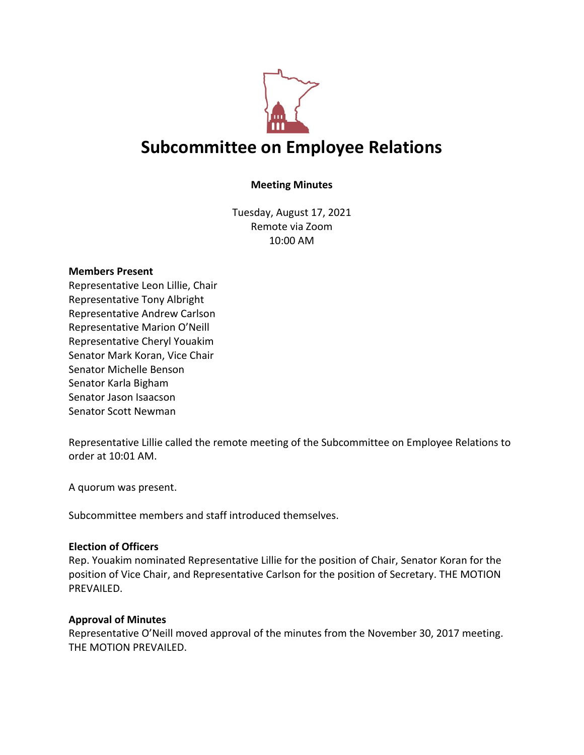# Subcommittee on Employee Relations

**Meeting Minutes**

Tuesday, August 17, 2021
Remote via Zoom
10:00 AM

**Members Present**
Representative Leon Lillie, Chair
Representative Tony Albright
Representative Andrew Carlson
Representative Marion O'Neill
Representative Cheryl Youakim
Senator Mark Koran, Vice Chair
Senator Michelle Benson
Senator Karla Bigham
Senator Jason Isaacson
Senator Scott Newman

Representative Lillie called the remote meeting of the Subcommittee on Employee Relations to order at 10:01 AM.

A quorum was present.

Subcommittee members and staff introduced themselves.

**Election of Officers**
Rep. Youakim nominated Representative Lillie for the position of Chair, Senator Koran for the position of Vice Chair, and Representative Carlson for the position of Secretary. THE MOTION PREVAILED.

**Approval of Minutes**
Representative O'Neill moved approval of the minutes from the November 30, 2017 meeting. THE MOTION PREVAILED.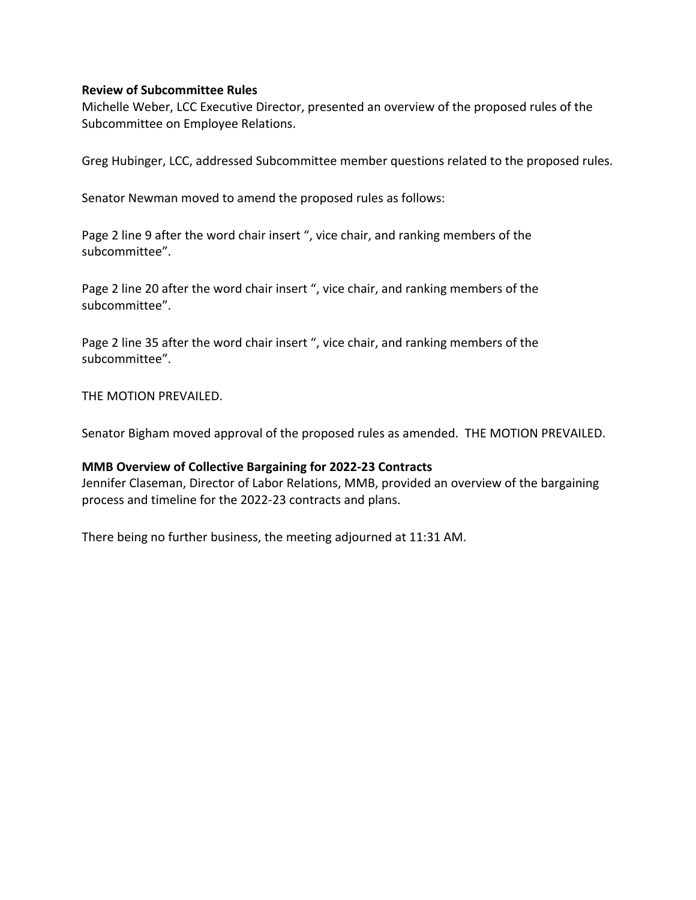**Review of Subcommittee Rules**
Michelle Weber, LCC Executive Director, presented an overview of the proposed rules of the Subcommittee on Employee Relations.

Greg Hubinger, LCC, addressed Subcommittee member questions related to the proposed rules.

Senator Newman moved to amend the proposed rules as follows:

Page 2 line 9 after the word chair insert ", vice chair, and ranking members of the subcommittee".

Page 2 line 20 after the word chair insert ", vice chair, and ranking members of the subcommittee".

Page 2 line 35 after the word chair insert ", vice chair, and ranking members of the subcommittee".

THE MOTION PREVAILED.

Senator Bigham moved approval of the proposed rules as amended. THE MOTION PREVAILED.

**MMB Overview of Collective Bargaining for 2022-23 Contracts**
Jennifer Claseman, Director of Labor Relations, MMB, provided an overview of the bargaining process and timeline for the 2022-23 contracts and plans.

There being no further business, the meeting adjourned at 11:31 AM.